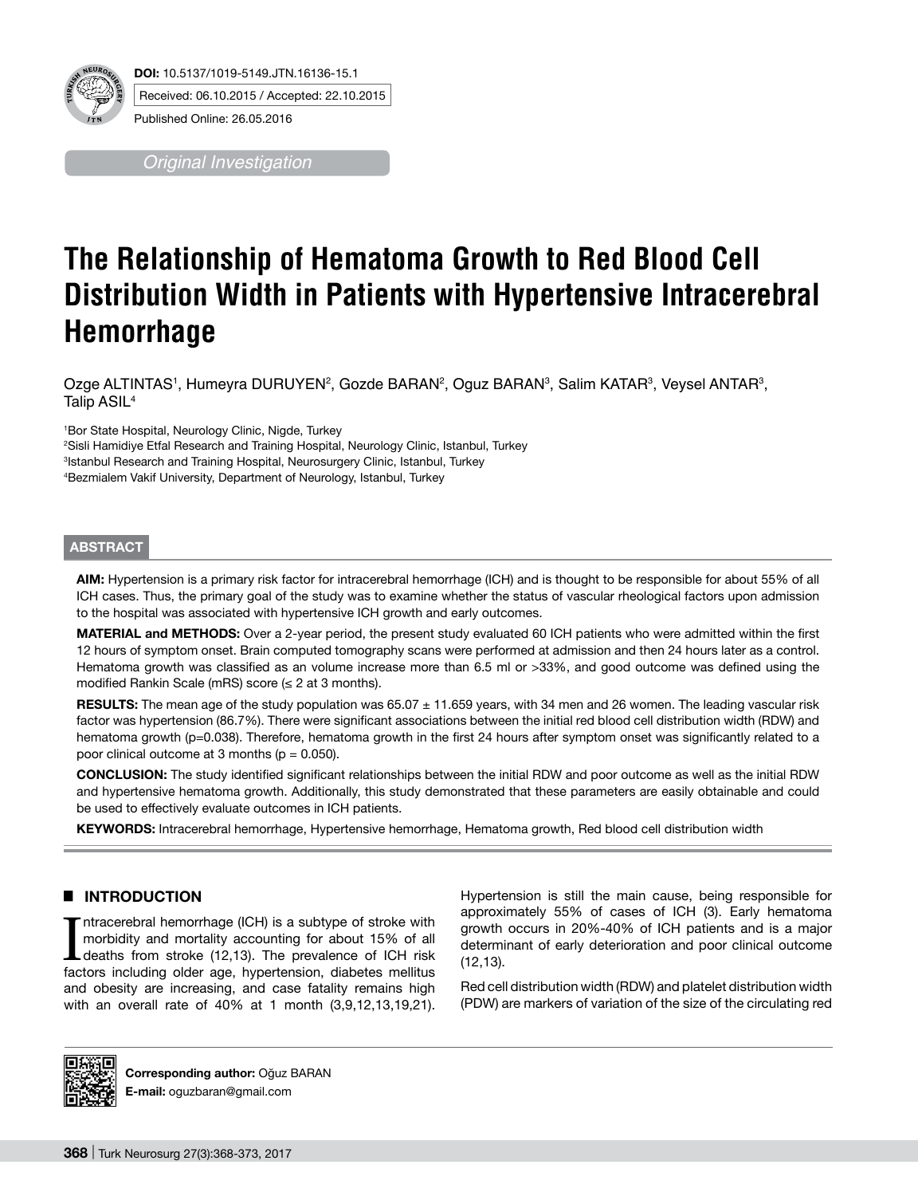DOI: 10.5137/1019-5149.JTN.16136-15.1

Received: 06.10.2015 / Accepted: 22.10.2015

Published Online: 26.05.2016

*Original Investigation*

# The Relationship of Hematoma Growth to Red Blood Cell Distribution Width in Patients with Hypertensive Intracerebral Hemorrhage

Ozge ALTINTAS[1], Humeyra DURUYEN[2], Gozde BARAN[2], Oguz BARAN[3], Salim KATAR[3], Veysel ANTAR[3], Talip ASIL[4]

[1]Bor State Hospital, Neurology Clinic, Nigde, Turkey
[2]Sisli Hamidiye Etfal Research and Training Hospital, Neurology Clinic, Istanbul, Turkey
[3]Istanbul Research and Training Hospital, Neurosurgery Clinic, Istanbul, Turkey
[4]Bezmialem Vakif University, Department of Neurology, Istanbul, Turkey

## ABSTRACT

**AIM:** Hypertension is a primary risk factor for intracerebral hemorrhage (ICH) and is thought to be responsible for about 55% of all ICH cases. Thus, the primary goal of the study was to examine whether the status of vascular rheological factors upon admission to the hospital was associated with hypertensive ICH growth and early outcomes.

**MATERIAL and METHODS:** Over a 2-year period, the present study evaluated 60 ICH patients who were admitted within the first 12 hours of symptom onset. Brain computed tomography scans were performed at admission and then 24 hours later as a control. Hematoma growth was classified as an volume increase more than 6.5 ml or >33%, and good outcome was defined using the modified Rankin Scale (mRS) score (≤ 2 at 3 months).

**RESULTS:** The mean age of the study population was 65.07 ± 11.659 years, with 34 men and 26 women. The leading vascular risk factor was hypertension (86.7%). There were significant associations between the initial red blood cell distribution width (RDW) and hematoma growth (p=0.038). Therefore, hematoma growth in the first 24 hours after symptom onset was significantly related to a poor clinical outcome at 3 months (p = 0.050).

**CONCLUSION:** The study identified significant relationships between the initial RDW and poor outcome as well as the initial RDW and hypertensive hematoma growth. Additionally, this study demonstrated that these parameters are easily obtainable and could be used to effectively evaluate outcomes in ICH patients.

**KEYWORDS:** Intracerebral hemorrhage, Hypertensive hemorrhage, Hematoma growth, Red blood cell distribution width

## INTRODUCTION

Intracerebral hemorrhage (ICH) is a subtype of stroke with morbidity and mortality accounting for about 15% of all deaths from stroke (12,13). The prevalence of ICH risk factors including older age, hypertension, diabetes mellitus and obesity are increasing, and case fatality remains high with an overall rate of 40% at 1 month (3,9,12,13,19,21). Hypertension is still the main cause, being responsible for approximately 55% of cases of ICH (3). Early hematoma growth occurs in 20%-40% of ICH patients and is a major determinant of early deterioration and poor clinical outcome (12,13).

Red cell distribution width (RDW) and platelet distribution width (PDW) are markers of variation of the size of the circulating red

**Corresponding author:** Oğuz BARAN
**E-mail:** oguzbaran@gmail.com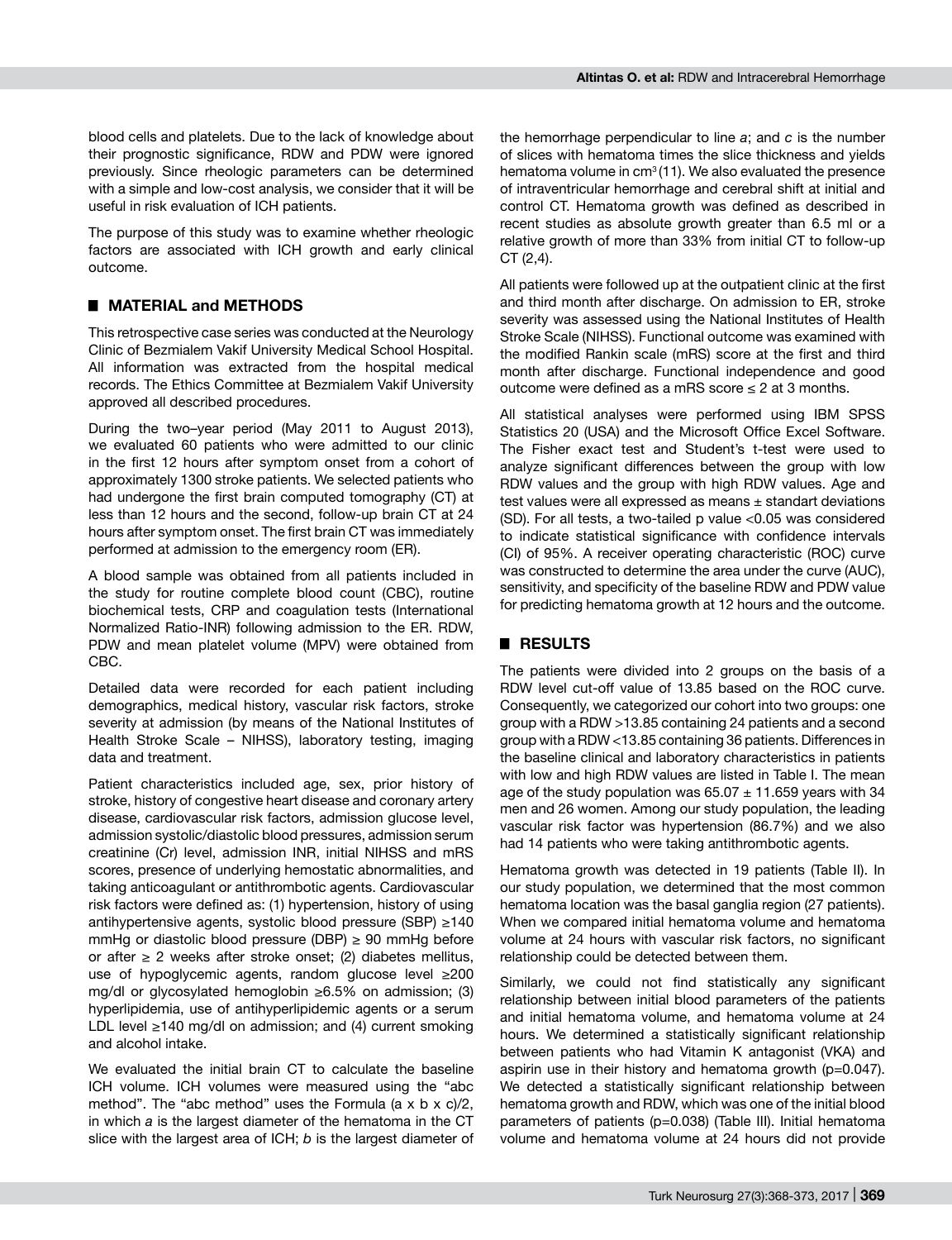blood cells and platelets. Due to the lack of knowledge about their prognostic significance, RDW and PDW were ignored previously. Since rheologic parameters can be determined with a simple and low-cost analysis, we consider that it will be useful in risk evaluation of ICH patients.

The purpose of this study was to examine whether rheologic factors are associated with ICH growth and early clinical outcome.

## MATERIAL and METHODS

This retrospective case series was conducted at the Neurology Clinic of Bezmialem Vakif University Medical School Hospital. All information was extracted from the hospital medical records. The Ethics Committee at Bezmialem Vakif University approved all described procedures.

During the two–year period (May 2011 to August 2013), we evaluated 60 patients who were admitted to our clinic in the first 12 hours after symptom onset from a cohort of approximately 1300 stroke patients. We selected patients who had undergone the first brain computed tomography (CT) at less than 12 hours and the second, follow-up brain CT at 24 hours after symptom onset. The first brain CT was immediately performed at admission to the emergency room (ER).

A blood sample was obtained from all patients included in the study for routine complete blood count (CBC), routine biochemical tests, CRP and coagulation tests (International Normalized Ratio-INR) following admission to the ER. RDW, PDW and mean platelet volume (MPV) were obtained from CBC.

Detailed data were recorded for each patient including demographics, medical history, vascular risk factors, stroke severity at admission (by means of the National Institutes of Health Stroke Scale – NIHSS), laboratory testing, imaging data and treatment.

Patient characteristics included age, sex, prior history of stroke, history of congestive heart disease and coronary artery disease, cardiovascular risk factors, admission glucose level, admission systolic/diastolic blood pressures, admission serum creatinine (Cr) level, admission INR, initial NIHSS and mRS scores, presence of underlying hemostatic abnormalities, and taking anticoagulant or antithrombotic agents. Cardiovascular risk factors were defined as: (1) hypertension, history of using antihypertensive agents, systolic blood pressure (SBP) ≥140 mmHg or diastolic blood pressure (DBP) ≥ 90 mmHg before or after ≥ 2 weeks after stroke onset; (2) diabetes mellitus, use of hypoglycemic agents, random glucose level ≥200 mg/dl or glycosylated hemoglobin ≥6.5% on admission; (3) hyperlipidemia, use of antihyperlipidemic agents or a serum LDL level ≥140 mg/dl on admission; and (4) current smoking and alcohol intake.

We evaluated the initial brain CT to calculate the baseline ICH volume. ICH volumes were measured using the "abc method". The "abc method" uses the Formula (a x b x c)/2, in which *a* is the largest diameter of the hematoma in the CT slice with the largest area of ICH; *b* is the largest diameter of the hemorrhage perpendicular to line *a*; and *c* is the number of slices with hematoma times the slice thickness and yields hematoma volume in $cm^3$ (11). We also evaluated the presence of intraventricular hemorrhage and cerebral shift at initial and control CT. Hematoma growth was defined as described in recent studies as absolute growth greater than 6.5 ml or a relative growth of more than 33% from initial CT to follow-up CT (2,4).

All patients were followed up at the outpatient clinic at the first and third month after discharge. On admission to ER, stroke severity was assessed using the National Institutes of Health Stroke Scale (NIHSS). Functional outcome was examined with the modified Rankin scale (mRS) score at the first and third month after discharge. Functional independence and good outcome were defined as a mRS score ≤ 2 at 3 months.

All statistical analyses were performed using IBM SPSS Statistics 20 (USA) and the Microsoft Office Excel Software. The Fisher exact test and Student's t-test were used to analyze significant differences between the group with low RDW values and the group with high RDW values. Age and test values were all expressed as means ± standart deviations (SD). For all tests, a two-tailed p value <0.05 was considered to indicate statistical significance with confidence intervals (CI) of 95%. A receiver operating characteristic (ROC) curve was constructed to determine the area under the curve (AUC), sensitivity, and specificity of the baseline RDW and PDW value for predicting hematoma growth at 12 hours and the outcome.

## RESULTS

The patients were divided into 2 groups on the basis of a RDW level cut-off value of 13.85 based on the ROC curve. Consequently, we categorized our cohort into two groups: one group with a RDW >13.85 containing 24 patients and a second group with a RDW <13.85 containing 36 patients. Differences in the baseline clinical and laboratory characteristics in patients with low and high RDW values are listed in Table I. The mean age of the study population was 65.07 ± 11.659 years with 34 men and 26 women. Among our study population, the leading vascular risk factor was hypertension (86.7%) and we also had 14 patients who were taking antithrombotic agents.

Hematoma growth was detected in 19 patients (Table II). In our study population, we determined that the most common hematoma location was the basal ganglia region (27 patients). When we compared initial hematoma volume and hematoma volume at 24 hours with vascular risk factors, no significant relationship could be detected between them.

Similarly, we could not find statistically any significant relationship between initial blood parameters of the patients and initial hematoma volume, and hematoma volume at 24 hours. We determined a statistically significant relationship between patients who had Vitamin K antagonist (VKA) and aspirin use in their history and hematoma growth (p=0.047). We detected a statistically significant relationship between hematoma growth and RDW, which was one of the initial blood parameters of patients (p=0.038) (Table III). Initial hematoma volume and hematoma volume at 24 hours did not provide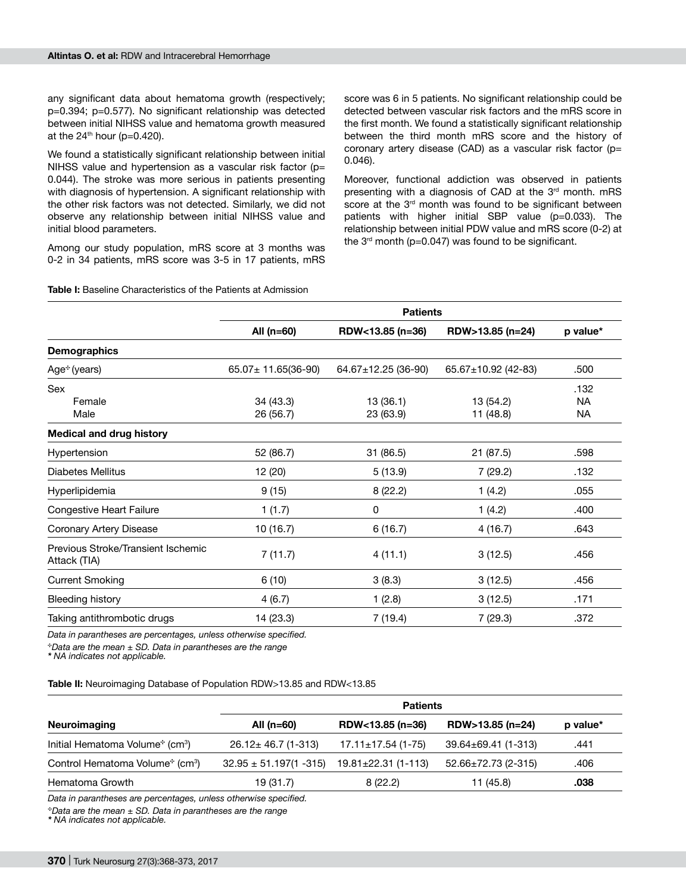any significant data about hematoma growth (respectively; p=0.394; p=0.577). No significant relationship was detected between initial NIHSS value and hematoma growth measured at the 24th hour (p=0.420).

We found a statistically significant relationship between initial NIHSS value and hypertension as a vascular risk factor (p= 0.044). The stroke was more serious in patients presenting with diagnosis of hypertension. A significant relationship with the other risk factors was not detected. Similarly, we did not observe any relationship between initial NIHSS value and initial blood parameters.

Among our study population, mRS score at 3 months was 0-2 in 34 patients, mRS score was 3-5 in 17 patients, mRS score was 6 in 5 patients. No significant relationship could be detected between vascular risk factors and the mRS score in the first month. We found a statistically significant relationship between the third month mRS score and the history of coronary artery disease (CAD) as a vascular risk factor (p= 0.046).

Moreover, functional addiction was observed in patients presenting with a diagnosis of CAD at the 3rd month. mRS score at the 3rd month was found to be significant between patients with higher initial SBP value (p=0.033). The relationship between initial PDW value and mRS score (0-2) at the 3rd month (p=0.047) was found to be significant.

**Table I:** Baseline Characteristics of the Patients at Admission

| | Patients | | | |
|---|---|---|---|---|
| | **All (n=60)** | **RDW<13.85 (n=36)** | **RDW>13.85 (n=24)** | **p value*** |
| **Demographics** | | | | |
| Age÷ (years) | 65.07± 11.65(36-90) | 64.67±12.25 (36-90) | 65.67±10.92 (42-83) | .500 |
| Sex | | | | .132 |
| Female | 34 (43.3) | 13 (36.1) | 13 (54.2) | NA |
| Male | 26 (56.7) | 23 (63.9) | 11 (48.8) | NA |
| **Medical and drug history** | | | | |
| Hypertension | 52 (86.7) | 31 (86.5) | 21 (87.5) | .598 |
| Diabetes Mellitus | 12 (20) | 5 (13.9) | 7 (29.2) | .132 |
| Hyperlipidemia | 9 (15) | 8 (22.2) | 1 (4.2) | .055 |
| Congestive Heart Failure | 1 (1.7) | 0 | 1 (4.2) | .400 |
| Coronary Artery Disease | 10 (16.7) | 6 (16.7) | 4 (16.7) | .643 |
| Previous Stroke/Transient Ischemic Attack (TIA) | 7 (11.7) | 4 (11.1) | 3 (12.5) | .456 |
| Current Smoking | 6 (10) | 3 (8.3) | 3 (12.5) | .456 |
| Bleeding history | 4 (6.7) | 1 (2.8) | 3 (12.5) | .171 |
| Taking antithrombotic drugs | 14 (23.3) | 7 (19.4) | 7 (29.3) | .372 |

*Data in parantheses are percentages, unless otherwise specified.*
*÷Data are the mean ± SD. Data in parantheses are the range*
*\* NA indicates not applicable.*

**Table II:** Neuroimaging Database of Population RDW>13.85 and RDW<13.85

| | Patients | | | |
|---|---|---|---|---|
| **Neuroimaging** | **All (n=60)** | **RDW<13.85 (n=36)** | **RDW>13.85 (n=24)** | **p value*** |
| Initial Hematoma Volume÷ ($cm^3$) | 26.12± 46.7 (1-313) | 17.11±17.54 (1-75) | 39.64±69.41 (1-313) | .441 |
| Control Hematoma Volume÷ ($cm^3$) | 32.95 ± 51.197(1 -315) | 19.81±22.31 (1-113) | 52.66±72.73 (2-315) | .406 |
| Hematoma Growth | 19 (31.7) | 8 (22.2) | 11 (45.8) | **.038** |

*Data in parantheses are percentages, unless otherwise specified.*
*÷Data are the mean ± SD. Data in parantheses are the range*
*\* NA indicates not applicable.*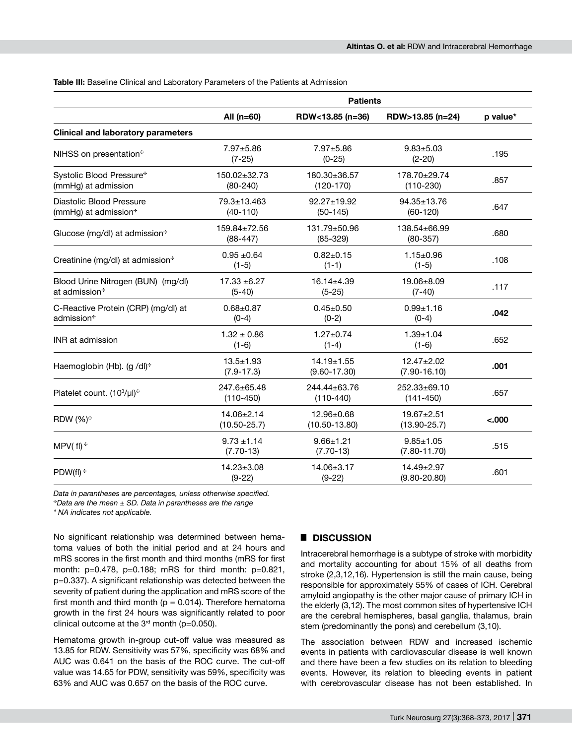**Table III:** Baseline Clinical and Laboratory Parameters of the Patients at Admission

| | Patients | | | |
|---|---|---|---|---|
| | **All (n=60)** | **RDW<13.85 (n=36)** | **RDW>13.85 (n=24)** | **p value*** |
| **Clinical and laboratory parameters** | | | | |
| NIHSS on presentation⁺ | 7.97±5.86 (7-25) | 7.97±5.86 (0-25) | 9.83±5.03 (2-20) | .195 |
| Systolic Blood Pressure⁺ (mmHg) at admission | 150.02±32.73 (80-240) | 180.30±36.57 (120-170) | 178.70±29.74 (110-230) | .857 |
| Diastolic Blood Pressure (mmHg) at admission⁺ | 79.3±13.463 (40-110) | 92.27±19.92 (50-145) | 94.35±13.76 (60-120) | .647 |
| Glucose (mg/dl) at admission⁺ | 159.84±72.56 (88-447) | 131.79±50.96 (85-329) | 138.54±66.99 (80-357) | .680 |
| Creatinine (mg/dl) at admission⁺ | 0.95 ±0.64 (1-5) | 0.82±0.15 (1-1) | 1.15±0.96 (1-5) | .108 |
| Blood Urine Nitrogen (BUN) (mg/dl) at admission⁺ | 17.33 ±6.27 (5-40) | 16.14±4.39 (5-25) | 19.06±8.09 (7-40) | .117 |
| C-Reactive Protein (CRP) (mg/dl) at admission⁺ | 0.68±0.87 (0-4) | 0.45±0.50 (0-2) | 0.99±1.16 (0-4) | **.042** |
| INR at admission | 1.32 ± 0.86 (1-6) | 1.27±0.74 (1-4) | 1.39±1.04 (1-6) | .652 |
| Haemoglobin (Hb). (g /dl)⁺ | 13.5±1.93 (7.9-17.3) | 14.19±1.55 (9.60-17.30) | 12.47±2.02 (7.90-16.10) | **.001** |
| Platelet count. ($10^3$/µl)⁺ | 247.6±65.48 (110-450) | 244.44±63.76 (110-440) | 252.33±69.10 (141-450) | .657 |
| RDW (%)⁺ | 14.06±2.14 (10.50-25.7) | 12.96±0.68 (10.50-13.80) | 19.67±2.51 (13.90-25.7) | **<.000** |
| MPV( fl)⁺ | 9.73 ±1.14 (7.70-13) | 9.66±1.21 (7.70-13) | 9.85±1.05 (7.80-11.70) | .515 |
| PDW(fl)⁺ | 14.23±3.08 (9-22) | 14.06±3.17 (9-22) | 14.49±2.97 (9.80-20.80) | .601 |

*Data in parantheses are percentages, unless otherwise specified.*
*⁺Data are the mean ± SD. Data in parantheses are the range*
*\* NA indicates not applicable.*

No significant relationship was determined between hematoma values of both the initial period and at 24 hours and mRS scores in the first month and third months (mRS for first month: p=0.478, p=0.188; mRS for third month: p=0.821, p=0.337). A significant relationship was detected between the severity of patient during the application and mRS score of the first month and third month (p = 0.014). Therefore hematoma growth in the first 24 hours was significantly related to poor clinical outcome at the 3rd month (p=0.050).

Hematoma growth in-group cut-off value was measured as 13.85 for RDW. Sensitivity was 57%, specificity was 68% and AUC was 0.641 on the basis of the ROC curve. The cut-off value was 14.65 for PDW, sensitivity was 59%, specificity was 63% and AUC was 0.657 on the basis of the ROC curve.

## DISCUSSION

Intracerebral hemorrhage is a subtype of stroke with morbidity and mortality accounting for about 15% of all deaths from stroke (2,3,12,16). Hypertension is still the main cause, being responsible for approximately 55% of cases of ICH. Cerebral amyloid angiopathy is the other major cause of primary ICH in the elderly (3,12). The most common sites of hypertensive ICH are the cerebral hemispheres, basal ganglia, thalamus, brain stem (predominantly the pons) and cerebellum (3,10).

The association between RDW and increased ischemic events in patients with cardiovascular disease is well known and there have been a few studies on its relation to bleeding events. However, its relation to bleeding events in patient with cerebrovascular disease has not been established. In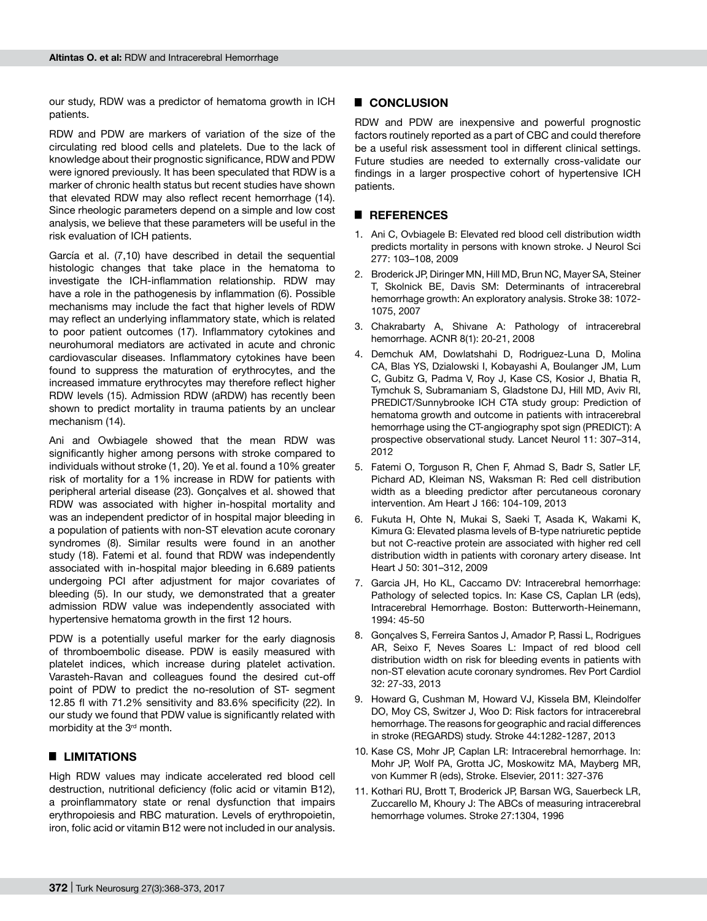our study, RDW was a predictor of hematoma growth in ICH patients.

RDW and PDW are markers of variation of the size of the circulating red blood cells and platelets. Due to the lack of knowledge about their prognostic significance, RDW and PDW were ignored previously. It has been speculated that RDW is a marker of chronic health status but recent studies have shown that elevated RDW may also reflect recent hemorrhage (14). Since rheologic parameters depend on a simple and low cost analysis, we believe that these parameters will be useful in the risk evaluation of ICH patients.

García et al. (7,10) have described in detail the sequential histologic changes that take place in the hematoma to investigate the ICH-inflammation relationship. RDW may have a role in the pathogenesis by inflammation (6). Possible mechanisms may include the fact that higher levels of RDW may reflect an underlying inflammatory state, which is related to poor patient outcomes (17). Inflammatory cytokines and neurohumoral mediators are activated in acute and chronic cardiovascular diseases. Inflammatory cytokines have been found to suppress the maturation of erythrocytes, and the increased immature erythrocytes may therefore reflect higher RDW levels (15). Admission RDW (aRDW) has recently been shown to predict mortality in trauma patients by an unclear mechanism (14).

Ani and Owbiagele showed that the mean RDW was significantly higher among persons with stroke compared to individuals without stroke (1, 20). Ye et al. found a 10% greater risk of mortality for a 1% increase in RDW for patients with peripheral arterial disease (23). Gonçalves et al. showed that RDW was associated with higher in-hospital mortality and was an independent predictor of in hospital major bleeding in a population of patients with non-ST elevation acute coronary syndromes (8). Similar results were found in an another study (18). Fatemi et al. found that RDW was independently associated with in-hospital major bleeding in 6.689 patients undergoing PCI after adjustment for major covariates of bleeding (5). In our study, we demonstrated that a greater admission RDW value was independently associated with hypertensive hematoma growth in the first 12 hours.

PDW is a potentially useful marker for the early diagnosis of thromboembolic disease. PDW is easily measured with platelet indices, which increase during platelet activation. Varasteh-Ravan and colleagues found the desired cut-off point of PDW to predict the no-resolution of ST- segment 12.85 fl with 71.2% sensitivity and 83.6% specificity (22). In our study we found that PDW value is significantly related with morbidity at the 3rd month.

## LIMITATIONS

High RDW values may indicate accelerated red blood cell destruction, nutritional deficiency (folic acid or vitamin B12), a proinflammatory state or renal dysfunction that impairs erythropoiesis and RBC maturation. Levels of erythropoietin, iron, folic acid or vitamin B12 were not included in our analysis.

## CONCLUSION

RDW and PDW are inexpensive and powerful prognostic factors routinely reported as a part of CBC and could therefore be a useful risk assessment tool in different clinical settings. Future studies are needed to externally cross-validate our findings in a larger prospective cohort of hypertensive ICH patients.

## REFERENCES

1. Ani C, Ovbiagele B: Elevated red blood cell distribution width predicts mortality in persons with known stroke. J Neurol Sci 277: 103–108, 2009
2. Broderick JP, Diringer MN, Hill MD, Brun NC, Mayer SA, Steiner T, Skolnick BE, Davis SM: Determinants of intracerebral hemorrhage growth: An exploratory analysis. Stroke 38: 1072-1075, 2007
3. Chakrabarty A, Shivane A: Pathology of intracerebral hemorrhage. ACNR 8(1): 20-21, 2008
4. Demchuk AM, Dowlatshahi D, Rodriguez-Luna D, Molina CA, Blas YS, Dzialowski I, Kobayashi A, Boulanger JM, Lum C, Gubitz G, Padma V, Roy J, Kase CS, Kosior J, Bhatia R, Tymchuk S, Subramaniam S, Gladstone DJ, Hill MD, Aviv RI, PREDICT/Sunnybrooke ICH CTA study group: Prediction of hematoma growth and outcome in patients with intracerebral hemorrhage using the CT-angiography spot sign (PREDICT): A prospective observational study. Lancet Neurol 11: 307–314, 2012
5. Fatemi O, Torguson R, Chen F, Ahmad S, Badr S, Satler LF, Pichard AD, Kleiman NS, Waksman R: Red cell distribution width as a bleeding predictor after percutaneous coronary intervention. Am Heart J 166: 104-109, 2013
6. Fukuta H, Ohte N, Mukai S, Saeki T, Asada K, Wakami K, Kimura G: Elevated plasma levels of B-type natriuretic peptide but not C-reactive protein are associated with higher red cell distribution width in patients with coronary artery disease. Int Heart J 50: 301–312, 2009
7. Garcia JH, Ho KL, Caccamo DV: Intracerebral hemorrhage: Pathology of selected topics. In: Kase CS, Caplan LR (eds), Intracerebral Hemorrhage. Boston: Butterworth-Heinemann, 1994: 45-50
8. Gonçalves S, Ferreira Santos J, Amador P, Rassi L, Rodrigues AR, Seixo F, Neves Soares L: Impact of red blood cell distribution width on risk for bleeding events in patients with non-ST elevation acute coronary syndromes. Rev Port Cardiol 32: 27-33, 2013
9. Howard G, Cushman M, Howard VJ, Kissela BM, Kleindolfer DO, Moy CS, Switzer J, Woo D: Risk factors for intracerebral hemorrhage. The reasons for geographic and racial differences in stroke (REGARDS) study. Stroke 44:1282-1287, 2013
10. Kase CS, Mohr JP, Caplan LR: Intracerebral hemorrhage. In: Mohr JP, Wolf PA, Grotta JC, Moskowitz MA, Mayberg MR, von Kummer R (eds), Stroke. Elsevier, 2011: 327-376
11. Kothari RU, Brott T, Broderick JP, Barsan WG, Sauerbeck LR, Zuccarello M, Khoury J: The ABCs of measuring intracerebral hemorrhage volumes. Stroke 27:1304, 1996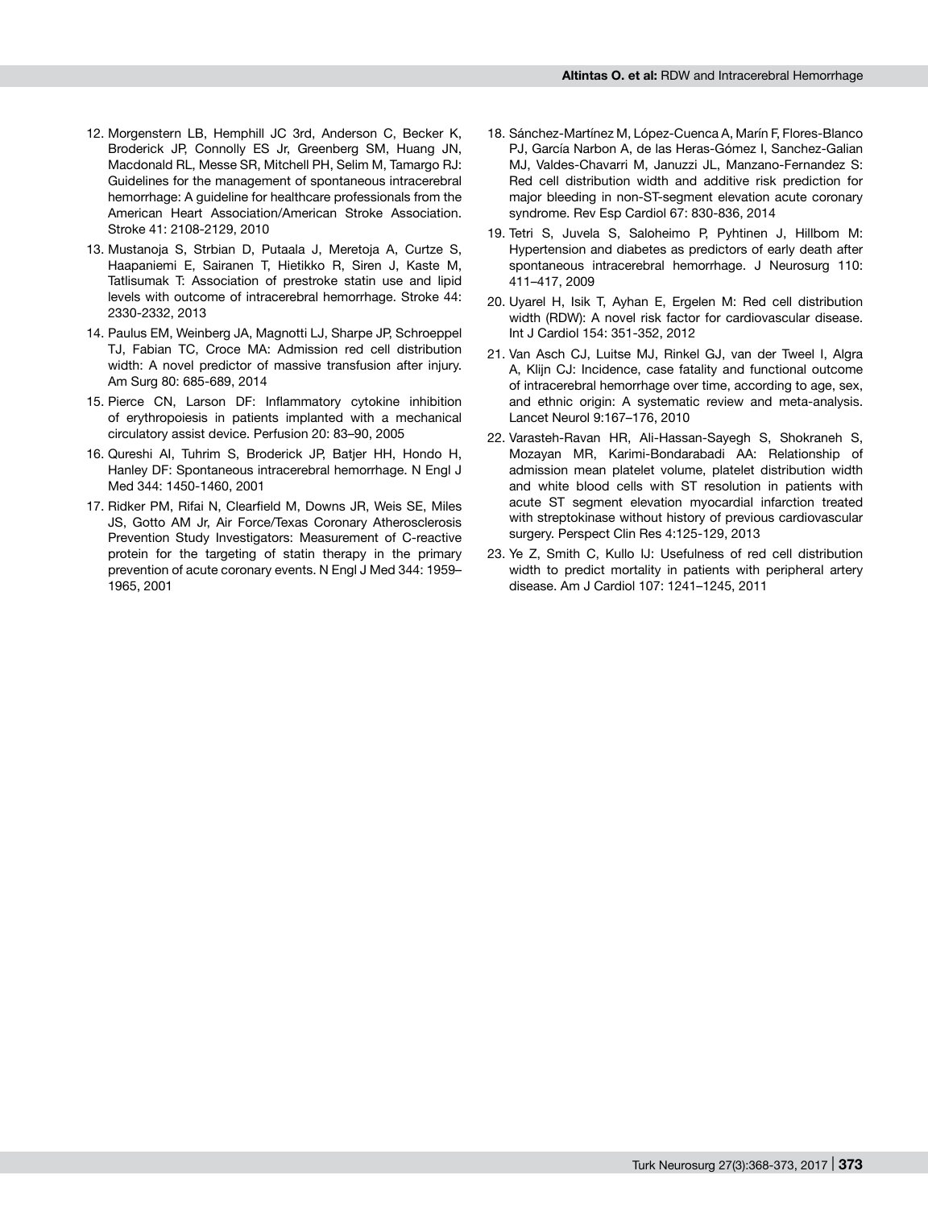12. Morgenstern LB, Hemphill JC 3rd, Anderson C, Becker K, Broderick JP, Connolly ES Jr, Greenberg SM, Huang JN, Macdonald RL, Messe SR, Mitchell PH, Selim M, Tamargo RJ: Guidelines for the management of spontaneous intracerebral hemorrhage: A guideline for healthcare professionals from the American Heart Association/American Stroke Association. Stroke 41: 2108-2129, 2010

13. Mustanoja S, Strbian D, Putaala J, Meretoja A, Curtze S, Haapaniemi E, Sairanen T, Hietikko R, Siren J, Kaste M, Tatlisumak T: Association of prestroke statin use and lipid levels with outcome of intracerebral hemorrhage. Stroke 44: 2330-2332, 2013

14. Paulus EM, Weinberg JA, Magnotti LJ, Sharpe JP, Schroeppel TJ, Fabian TC, Croce MA: Admission red cell distribution width: A novel predictor of massive transfusion after injury. Am Surg 80: 685-689, 2014

15. Pierce CN, Larson DF: Inflammatory cytokine inhibition of erythropoiesis in patients implanted with a mechanical circulatory assist device. Perfusion 20: 83–90, 2005

16. Qureshi AI, Tuhrim S, Broderick JP, Batjer HH, Hondo H, Hanley DF: Spontaneous intracerebral hemorrhage. N Engl J Med 344: 1450-1460, 2001

17. Ridker PM, Rifai N, Clearfield M, Downs JR, Weis SE, Miles JS, Gotto AM Jr, Air Force/Texas Coronary Atherosclerosis Prevention Study Investigators: Measurement of C-reactive protein for the targeting of statin therapy in the primary prevention of acute coronary events. N Engl J Med 344: 1959–1965, 2001

18. Sánchez-Martínez M, López-Cuenca A, Marín F, Flores-Blanco PJ, García Narbon A, de las Heras-Gómez I, Sanchez-Galian MJ, Valdes-Chavarri M, Januzzi JL, Manzano-Fernandez S: Red cell distribution width and additive risk prediction for major bleeding in non-ST-segment elevation acute coronary syndrome. Rev Esp Cardiol 67: 830-836, 2014

19. Tetri S, Juvela S, Saloheimo P, Pyhtinen J, Hillbom M: Hypertension and diabetes as predictors of early death after spontaneous intracerebral hemorrhage. J Neurosurg 110: 411–417, 2009

20. Uyarel H, Isik T, Ayhan E, Ergelen M: Red cell distribution width (RDW): A novel risk factor for cardiovascular disease. Int J Cardiol 154: 351-352, 2012

21. Van Asch CJ, Luitse MJ, Rinkel GJ, van der Tweel I, Algra A, Klijn CJ: Incidence, case fatality and functional outcome of intracerebral hemorrhage over time, according to age, sex, and ethnic origin: A systematic review and meta-analysis. Lancet Neurol 9:167–176, 2010

22. Varasteh-Ravan HR, Ali-Hassan-Sayegh S, Shokraneh S, Mozayan MR, Karimi-Bondarabadi AA: Relationship of admission mean platelet volume, platelet distribution width and white blood cells with ST resolution in patients with acute ST segment elevation myocardial infarction treated with streptokinase without history of previous cardiovascular surgery. Perspect Clin Res 4:125-129, 2013

23. Ye Z, Smith C, Kullo IJ: Usefulness of red cell distribution width to predict mortality in patients with peripheral artery disease. Am J Cardiol 107: 1241–1245, 2011